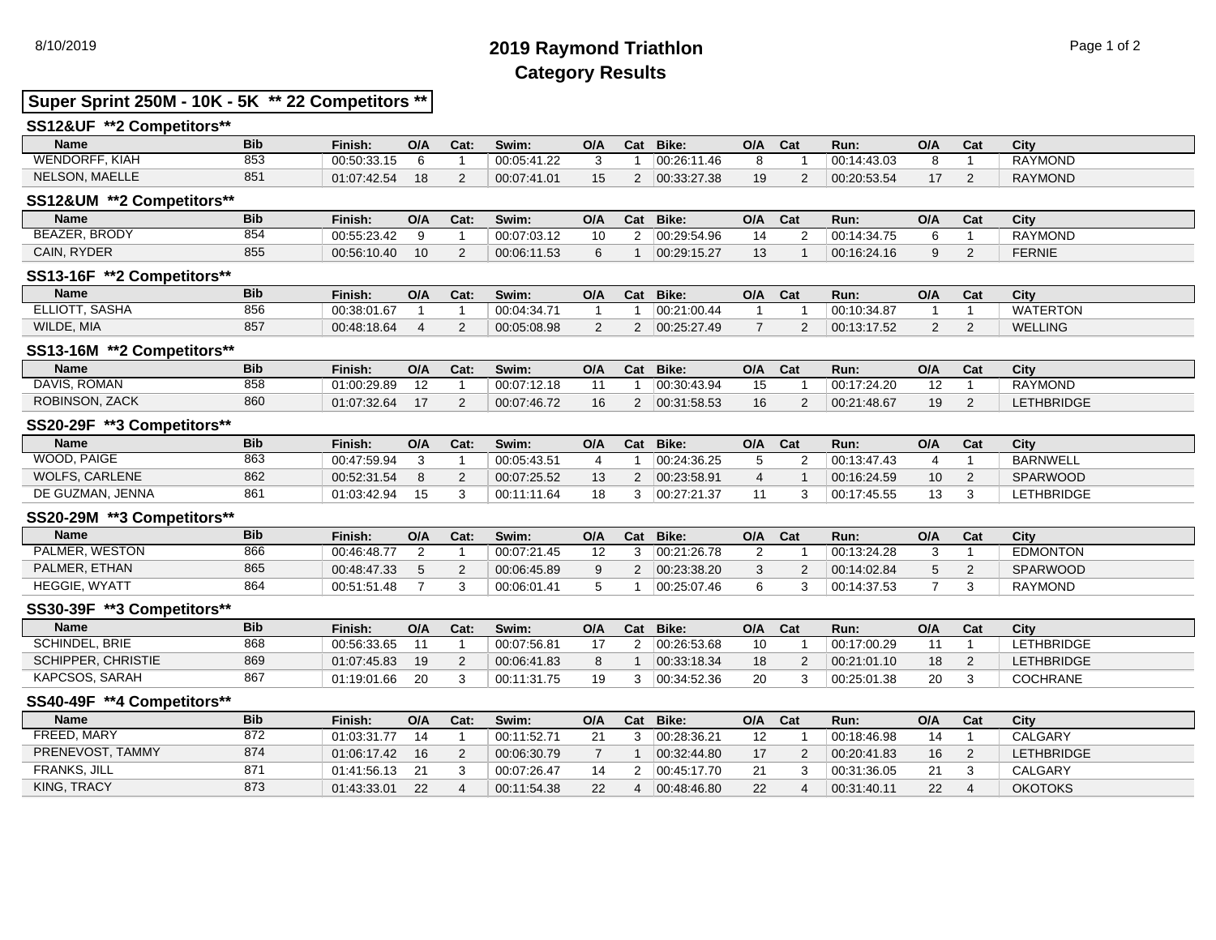# 2019 Raymond Triathlon
## Category Results

8/10/2019

### Super Sprint 250M - 10K - 5K ** 22 Competitors **

#### SS12&UF **2 Competitors**

| Name | Bib | Finish: | O/A | Cat: | Swim: | O/A | Cat | Bike: | O/A | Cat | Run: | O/A | Cat | City |
|---|---|---|---|---|---|---|---|---|---|---|---|---|---|---|
| WENDORFF, KIAH | 853 | 00:50:33.15 | 6 | 1 | 00:05:41.22 | 3 | 1 | 00:26:11.46 | 8 | 1 | 00:14:43.03 | 8 | 1 | RAYMOND |
| NELSON, MAELLE | 851 | 01:07:42.54 | 18 | 2 | 00:07:41.01 | 15 | 2 | 00:33:27.38 | 19 | 2 | 00:20:53.54 | 17 | 2 | RAYMOND |

#### SS12&UM **2 Competitors**

| Name | Bib | Finish: | O/A | Cat: | Swim: | O/A | Cat | Bike: | O/A | Cat | Run: | O/A | Cat | City |
|---|---|---|---|---|---|---|---|---|---|---|---|---|---|---|
| BEAZER, BRODY | 854 | 00:55:23.42 | 9 | 1 | 00:07:03.12 | 10 | 2 | 00:29:54.96 | 14 | 2 | 00:14:34.75 | 6 | 1 | RAYMOND |
| CAIN, RYDER | 855 | 00:56:10.40 | 10 | 2 | 00:06:11.53 | 6 | 1 | 00:29:15.27 | 13 | 1 | 00:16:24.16 | 9 | 2 | FERNIE |

#### SS13-16F **2 Competitors**

| Name | Bib | Finish: | O/A | Cat: | Swim: | O/A | Cat | Bike: | O/A | Cat | Run: | O/A | Cat | City |
|---|---|---|---|---|---|---|---|---|---|---|---|---|---|---|
| ELLIOTT, SASHA | 856 | 00:38:01.67 | 1 | 1 | 00:04:34.71 | 1 | 1 | 00:21:00.44 | 1 | 1 | 00:10:34.87 | 1 | 1 | WATERTON |
| WILDE, MIA | 857 | 00:48:18.64 | 4 | 2 | 00:05:08.98 | 2 | 2 | 00:25:27.49 | 7 | 2 | 00:13:17.52 | 2 | 2 | WELLING |

#### SS13-16M **2 Competitors**

| Name | Bib | Finish: | O/A | Cat: | Swim: | O/A | Cat | Bike: | O/A | Cat | Run: | O/A | Cat | City |
|---|---|---|---|---|---|---|---|---|---|---|---|---|---|---|
| DAVIS, ROMAN | 858 | 01:00:29.89 | 12 | 1 | 00:07:12.18 | 11 | 1 | 00:30:43.94 | 15 | 1 | 00:17:24.20 | 12 | 1 | RAYMOND |
| ROBINSON, ZACK | 860 | 01:07:32.64 | 17 | 2 | 00:07:46.72 | 16 | 2 | 00:31:58.53 | 16 | 2 | 00:21:48.67 | 19 | 2 | LETHBRIDGE |

#### SS20-29F **3 Competitors**

| Name | Bib | Finish: | O/A | Cat: | Swim: | O/A | Cat | Bike: | O/A | Cat | Run: | O/A | Cat | City |
|---|---|---|---|---|---|---|---|---|---|---|---|---|---|---|
| WOOD, PAIGE | 863 | 00:47:59.94 | 3 | 1 | 00:05:43.51 | 4 | 1 | 00:24:36.25 | 5 | 2 | 00:13:47.43 | 4 | 1 | BARNWELL |
| WOLFS, CARLENE | 862 | 00:52:31.54 | 8 | 2 | 00:07:25.52 | 13 | 2 | 00:23:58.91 | 4 | 1 | 00:16:24.59 | 10 | 2 | SPARWOOD |
| DE GUZMAN, JENNA | 861 | 01:03:42.94 | 15 | 3 | 00:11:11.64 | 18 | 3 | 00:27:21.37 | 11 | 3 | 00:17:45.55 | 13 | 3 | LETHBRIDGE |

#### SS20-29M **3 Competitors**

| Name | Bib | Finish: | O/A | Cat: | Swim: | O/A | Cat | Bike: | O/A | Cat | Run: | O/A | Cat | City |
|---|---|---|---|---|---|---|---|---|---|---|---|---|---|---|
| PALMER, WESTON | 866 | 00:46:48.77 | 2 | 1 | 00:07:21.45 | 12 | 3 | 00:21:26.78 | 2 | 1 | 00:13:24.28 | 3 | 1 | EDMONTON |
| PALMER, ETHAN | 865 | 00:48:47.33 | 5 | 2 | 00:06:45.89 | 9 | 2 | 00:23:38.20 | 3 | 2 | 00:14:02.84 | 5 | 2 | SPARWOOD |
| HEGGIE, WYATT | 864 | 00:51:51.48 | 7 | 3 | 00:06:01.41 | 5 | 1 | 00:25:07.46 | 6 | 3 | 00:14:37.53 | 7 | 3 | RAYMOND |

#### SS30-39F **3 Competitors**

| Name | Bib | Finish: | O/A | Cat: | Swim: | O/A | Cat | Bike: | O/A | Cat | Run: | O/A | Cat | City |
|---|---|---|---|---|---|---|---|---|---|---|---|---|---|---|
| SCHINDEL, BRIE | 868 | 00:56:33.65 | 11 | 1 | 00:07:56.81 | 17 | 2 | 00:26:53.68 | 10 | 1 | 00:17:00.29 | 11 | 1 | LETHBRIDGE |
| SCHIPPER, CHRISTIE | 869 | 01:07:45.83 | 19 | 2 | 00:06:41.83 | 8 | 1 | 00:33:18.34 | 18 | 2 | 00:21:01.10 | 18 | 2 | LETHBRIDGE |
| KAPCSOS, SARAH | 867 | 01:19:01.66 | 20 | 3 | 00:11:31.75 | 19 | 3 | 00:34:52.36 | 20 | 3 | 00:25:01.38 | 20 | 3 | COCHRANE |

#### SS40-49F **4 Competitors**

| Name | Bib | Finish: | O/A | Cat: | Swim: | O/A | Cat | Bike: | O/A | Cat | Run: | O/A | Cat | City |
|---|---|---|---|---|---|---|---|---|---|---|---|---|---|---|
| FREED, MARY | 872 | 01:03:31.77 | 14 | 1 | 00:11:52.71 | 21 | 3 | 00:28:36.21 | 12 | 1 | 00:18:46.98 | 14 | 1 | CALGARY |
| PRENEVOST, TAMMY | 874 | 01:06:17.42 | 16 | 2 | 00:06:30.79 | 7 | 1 | 00:32:44.80 | 17 | 2 | 00:20:41.83 | 16 | 2 | LETHBRIDGE |
| FRANKS, JILL | 871 | 01:41:56.13 | 21 | 3 | 00:07:26.47 | 14 | 2 | 00:45:17.70 | 21 | 3 | 00:31:36.05 | 21 | 3 | CALGARY |
| KING, TRACY | 873 | 01:43:33.01 | 22 | 4 | 00:11:54.38 | 22 | 4 | 00:48:46.80 | 22 | 4 | 00:31:40.11 | 22 | 4 | OKOTOKS |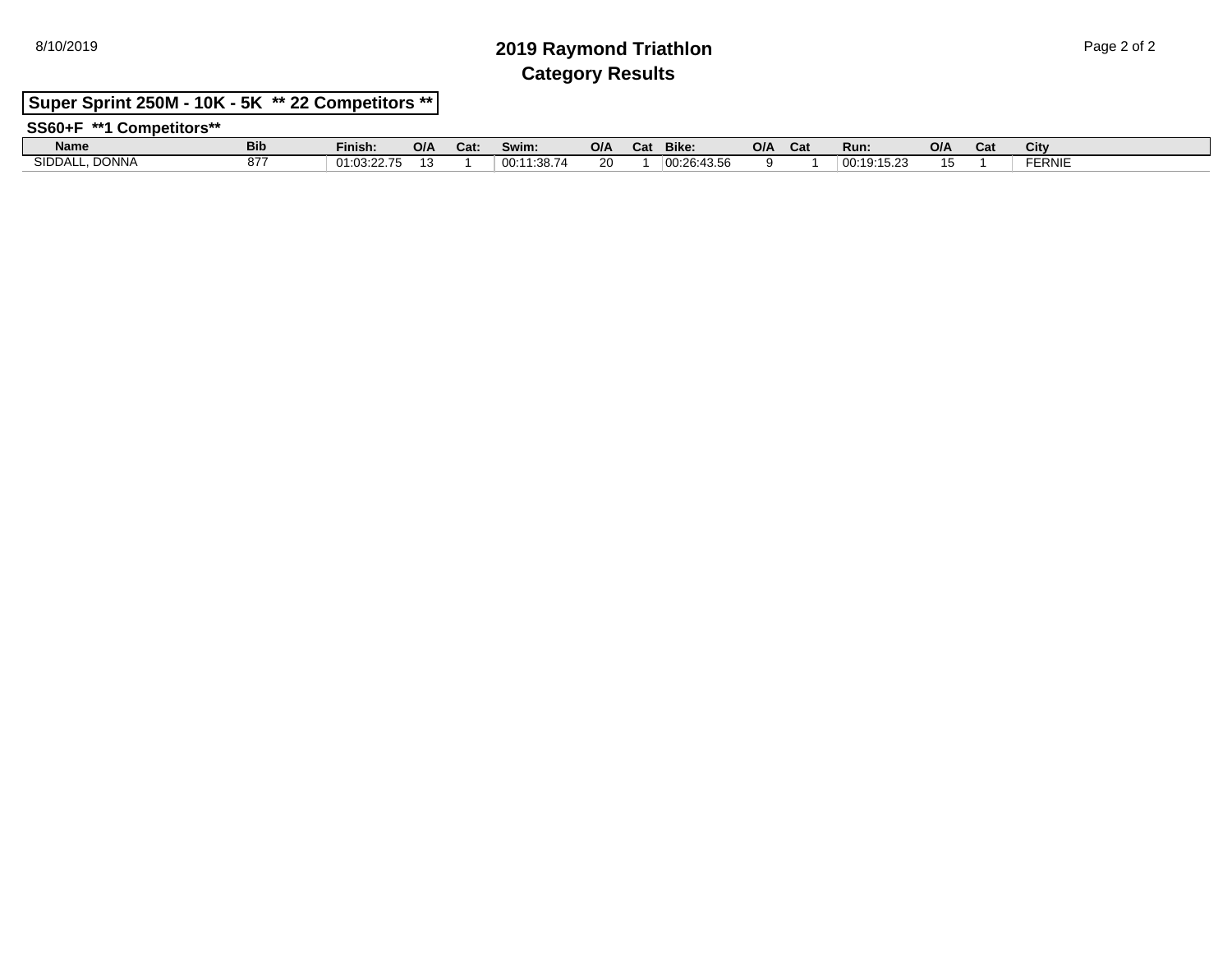# 2019 Raymond Triathlon

## Category Results

### Super Sprint 250M - 10K - 5K ** 22 Competitors **

**SS60+F **1 Competitors****

| Name | Bib | Finish: | O/A | Cat: | Swim: | O/A | Cat | Bike: | O/A | Cat | Run: | O/A | Cat | City |
|---|---|---|---|---|---|---|---|---|---|---|---|---|---|---|
| SIDDALL, DONNA | 877 | 01:03:22.75 | 13 | 1 | 00:11:38.74 | 20 | 1 | 00:26:43.56 | 9 | 1 | 00:19:15.23 | 15 | 1 | FERNIE |